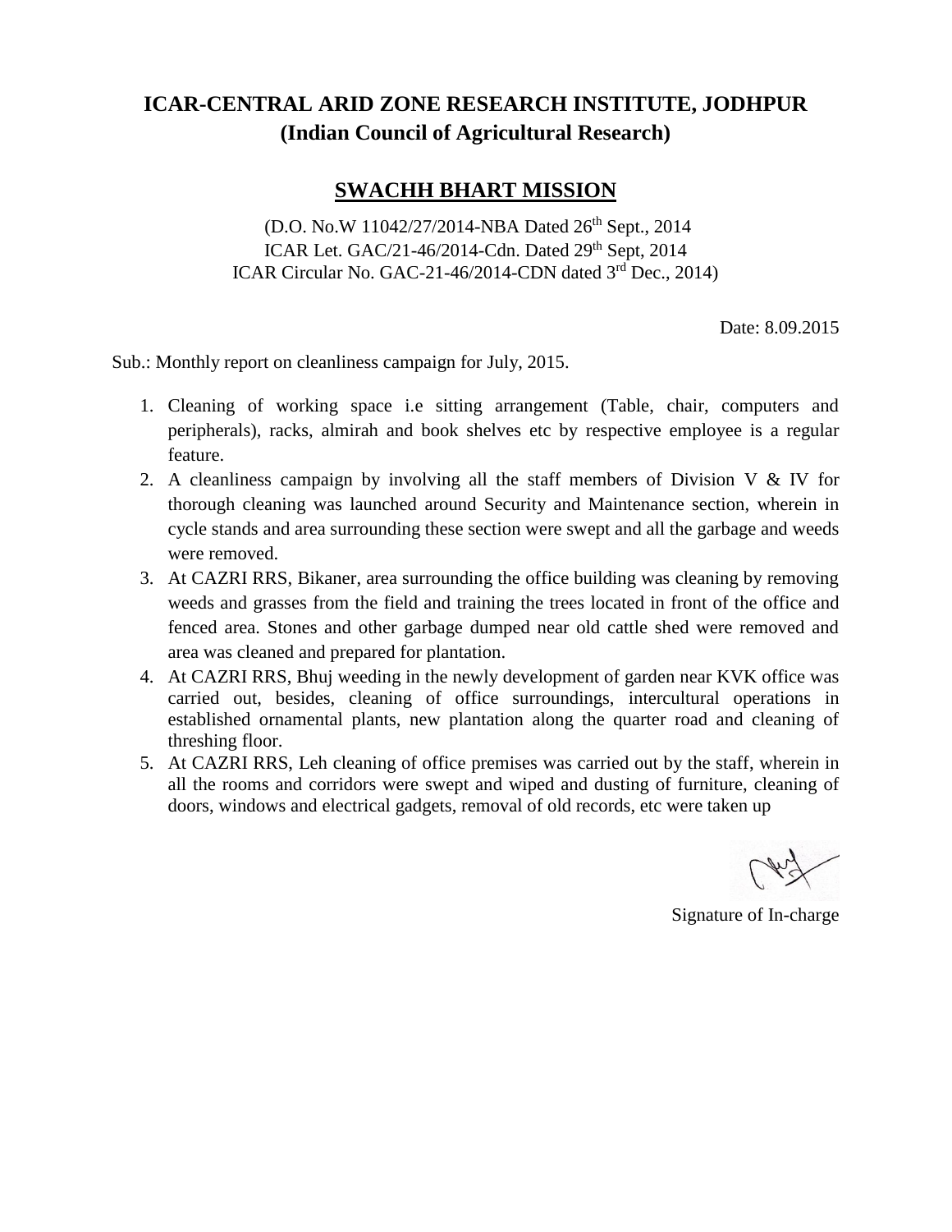# ICAR-CENTRAL ARID ZONE RESEARCH INSTITUTE, JODHPUR
## (Indian Council of Agricultural Research)

## SWACHH BHART MISSION

(D.O. No.W 11042/27/2014-NBA Dated 26th Sept., 2014
ICAR Let. GAC/21-46/2014-Cdn. Dated 29th Sept, 2014
ICAR Circular No. GAC-21-46/2014-CDN dated 3rd Dec., 2014)

Date: 8.09.2015

Sub.: Monthly report on cleanliness campaign for July, 2015.

1. Cleaning of working space i.e sitting arrangement (Table, chair, computers and peripherals), racks, almirah and book shelves etc by respective employee is a regular feature.
2. A cleanliness campaign by involving all the staff members of Division V & IV for thorough cleaning was launched around Security and Maintenance section, wherein in cycle stands and area surrounding these section were swept and all the garbage and weeds were removed.
3. At CAZRI RRS, Bikaner, area surrounding the office building was cleaning by removing weeds and grasses from the field and training the trees located in front of the office and fenced area. Stones and other garbage dumped near old cattle shed were removed and area was cleaned and prepared for plantation.
4. At CAZRI RRS, Bhuj weeding in the newly development of garden near KVK office was carried out, besides, cleaning of office surroundings, intercultural operations in established ornamental plants, new plantation along the quarter road and cleaning of threshing floor.
5. At CAZRI RRS, Leh cleaning of office premises was carried out by the staff, wherein in all the rooms and corridors were swept and wiped and dusting of furniture, cleaning of doors, windows and electrical gadgets, removal of old records, etc were taken up

Signature of In-charge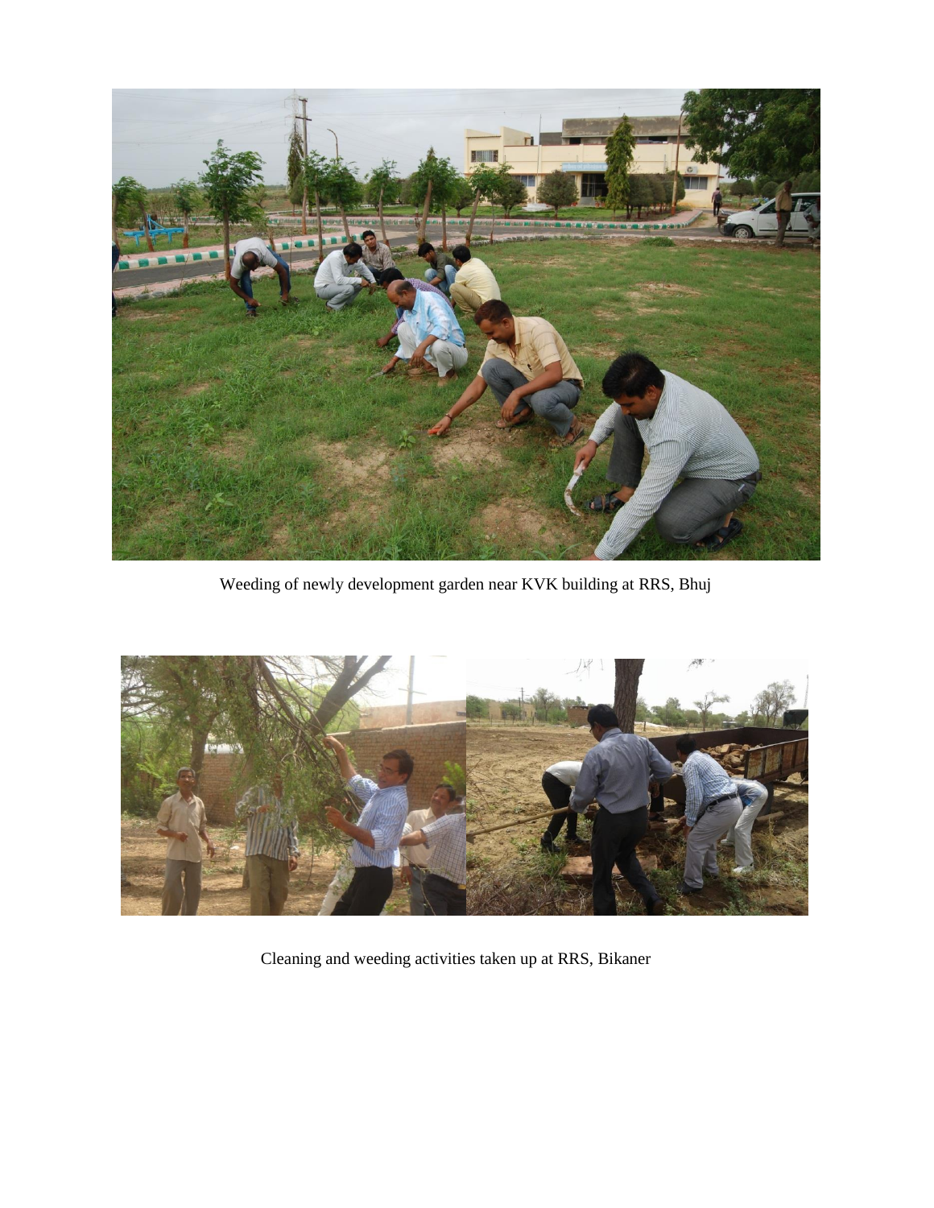Weeding of newly development garden near KVK building at RRS, Bhuj

Cleaning and weeding activities taken up at RRS, Bikaner